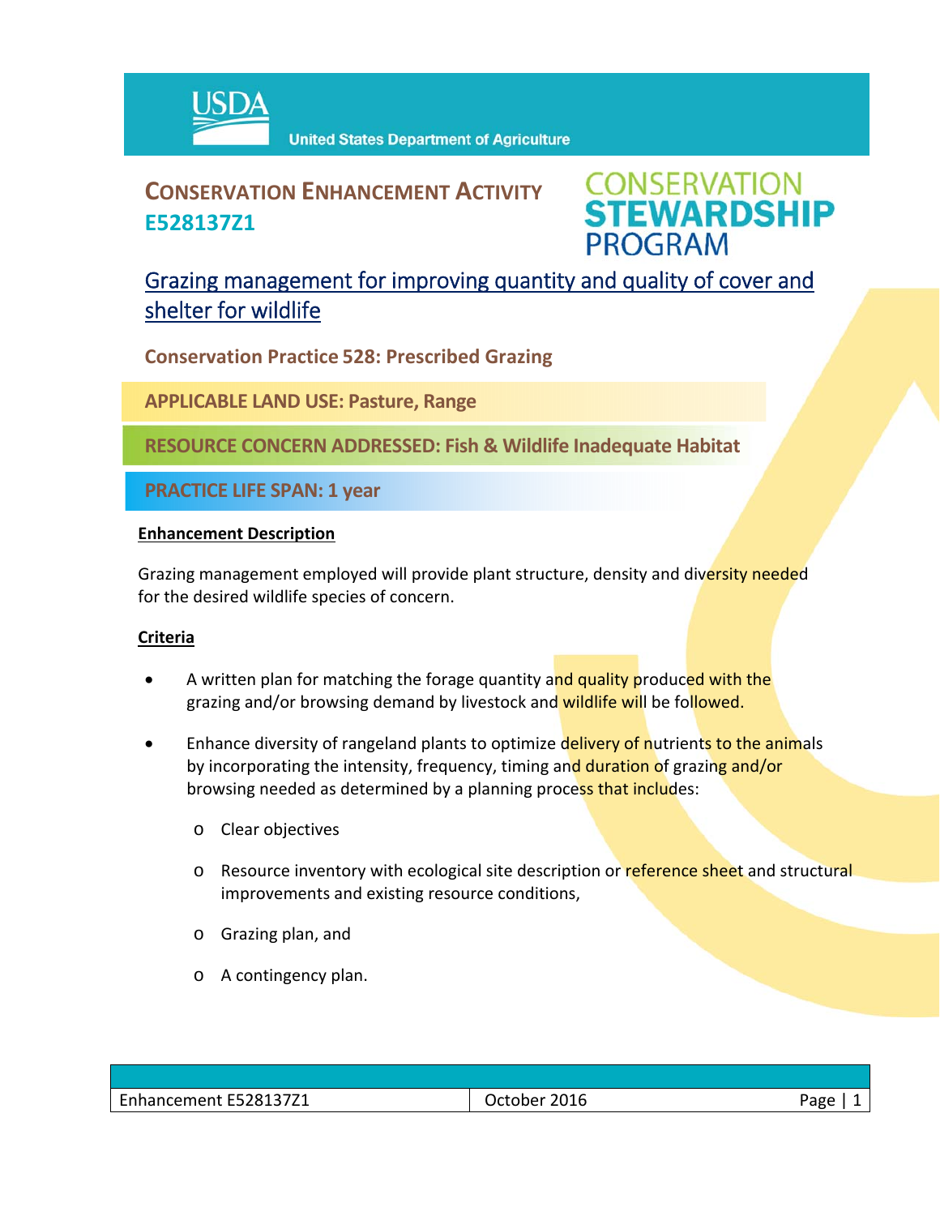USDA United States Department of Agriculture

# CONSERVATION ENHANCEMENT ACTIVITY E528137Z1

CONSERVATION STEWARDSHIP PROGRAM

## Grazing management for improving quantity and quality of cover and shelter for wildlife

**Conservation Practice 528: Prescribed Grazing**

**APPLICABLE LAND USE: Pasture, Range**

**RESOURCE CONCERN ADDRESSED: Fish & Wildlife Inadequate Habitat**

**PRACTICE LIFE SPAN: 1 year**

### Enhancement Description

Grazing management employed will provide plant structure, density and diversity needed for the desired wildlife species of concern.

### Criteria

- A written plan for matching the forage quantity and quality produced with the grazing and/or browsing demand by livestock and wildlife will be followed.
- Enhance diversity of rangeland plants to optimize delivery of nutrients to the animals by incorporating the intensity, frequency, timing and duration of grazing and/or browsing needed as determined by a planning process that includes:
  - Clear objectives
  - Resource inventory with ecological site description or reference sheet and structural improvements and existing resource conditions,
  - Grazing plan, and
  - A contingency plan.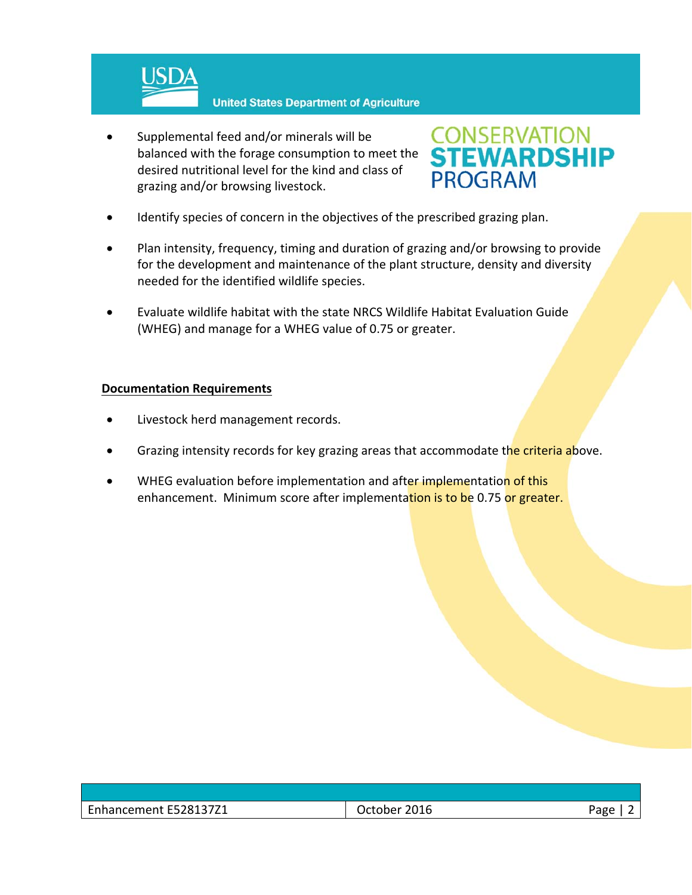- Supplemental feed and/or minerals will be balanced with the forage consumption to meet the desired nutritional level for the kind and class of grazing and/or browsing livestock.

- Identify species of concern in the objectives of the prescribed grazing plan.

- Plan intensity, frequency, timing and duration of grazing and/or browsing to provide for the development and maintenance of the plant structure, density and diversity needed for the identified wildlife species.

- Evaluate wildlife habitat with the state NRCS Wildlife Habitat Evaluation Guide (WHEG) and manage for a WHEG value of 0.75 or greater.

## Documentation Requirements

- Livestock herd management records.

- Grazing intensity records for key grazing areas that accommodate the criteria above.

- WHEG evaluation before implementation and after implementation of this enhancement. Minimum score after implementation is to be 0.75 or greater.